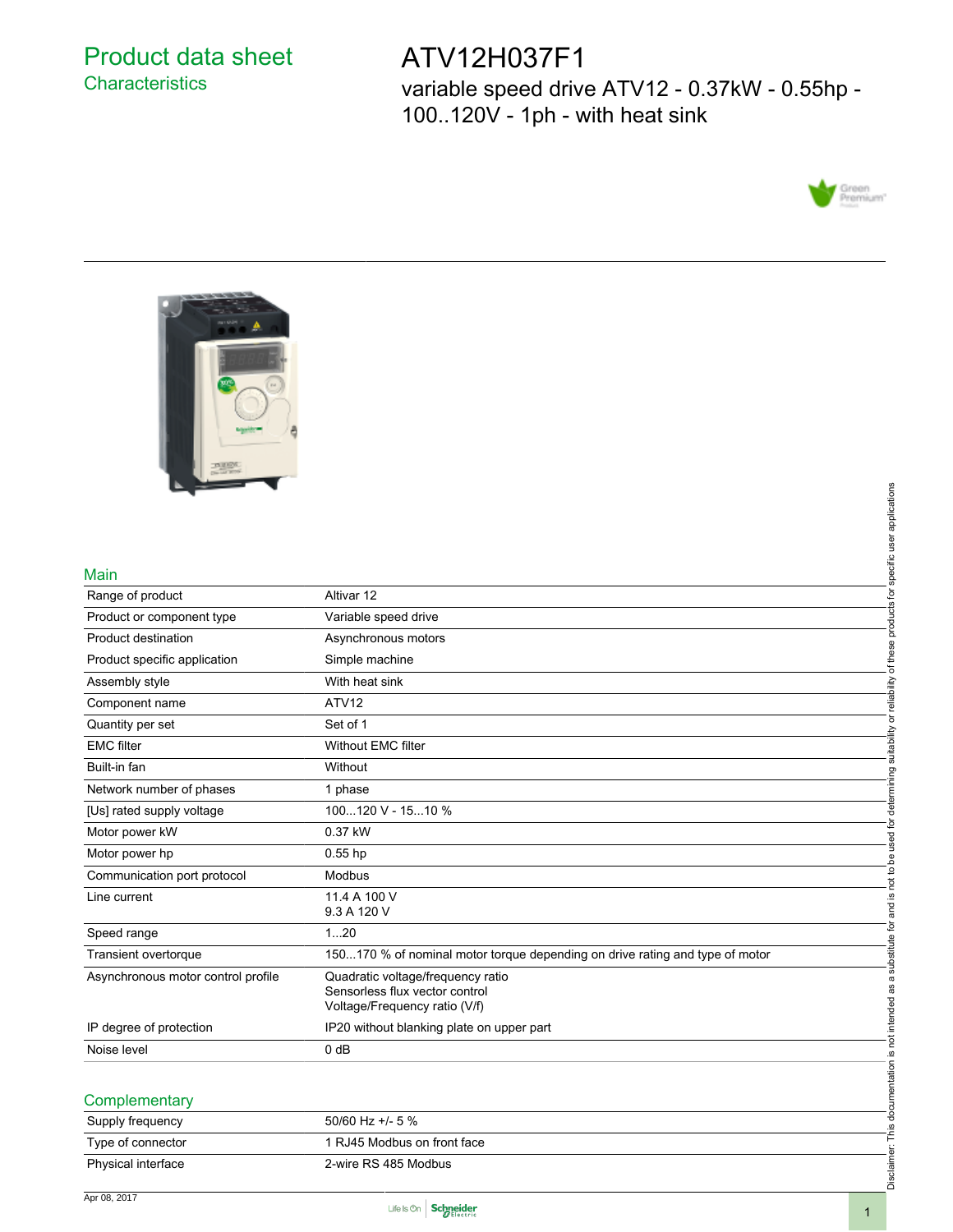# Product data sheet

## Characteristics

# ATV12H037F1

variable speed drive ATV12 - 0.37kW - 0.55hp - 100..120V - 1ph - with heat sink

## Main

| | |
|---|---|
| Range of product | Altivar 12 |
| Product or component type | Variable speed drive |
| Product destination | Asynchronous motors |
| Product specific application | Simple machine |
| Assembly style | With heat sink |
| Component name | ATV12 |
| Quantity per set | Set of 1 |
| EMC filter | Without EMC filter |
| Built-in fan | Without |
| Network number of phases | 1 phase |
| [Us] rated supply voltage | 100...120 V - 15...10 % |
| Motor power kW | 0.37 kW |
| Motor power hp | 0.55 hp |
| Communication port protocol | Modbus |
| Line current | 11.4 A 100 V<br>9.3 A 120 V |
| Speed range | 1...20 |
| Transient overtorque | 150...170 % of nominal motor torque depending on drive rating and type of motor |
| Asynchronous motor control profile | Quadratic voltage/frequency ratio<br>Sensorless flux vector control<br>Voltage/Frequency ratio (V/f) |
| IP degree of protection | IP20 without blanking plate on upper part |
| Noise level | 0 dB |

## Complementary

| | |
|---|---|
| Supply frequency | 50/60 Hz +/- 5 % |
| Type of connector | 1 RJ45 Modbus on front face |
| Physical interface | 2-wire RS 485 Modbus |

Disclaimer: This documentation is not intended as a substitute for and is not to be used for determining suitability or reliability of these products for specific user applications

Apr 08, 2017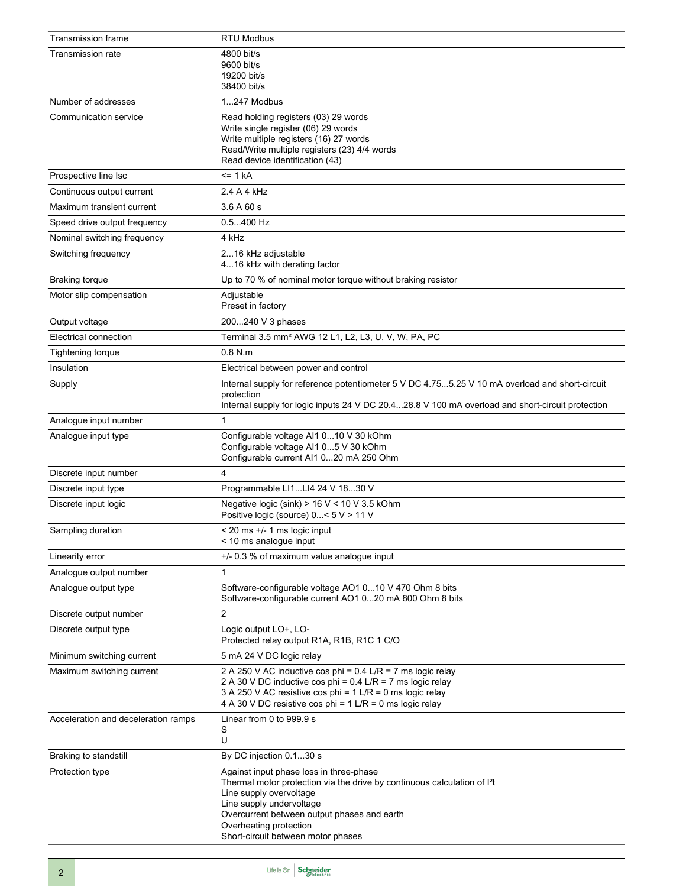| | |
|---|---|
| Transmission frame | RTU Modbus |
| Transmission rate | 4800 bit/s<br>9600 bit/s<br>19200 bit/s<br>38400 bit/s |
| Number of addresses | 1...247 Modbus |
| Communication service | Read holding registers (03) 29 words<br>Write single register (06) 29 words<br>Write multiple registers (16) 27 words<br>Read/Write multiple registers (23) 4/4 words<br>Read device identification (43) |
| Prospective line Isc | <= 1 kA |
| Continuous output current | 2.4 A 4 kHz |
| Maximum transient current | 3.6 A 60 s |
| Speed drive output frequency | 0.5...400 Hz |
| Nominal switching frequency | 4 kHz |
| Switching frequency | 2...16 kHz adjustable<br>4...16 kHz with derating factor |
| Braking torque | Up to 70 % of nominal motor torque without braking resistor |
| Motor slip compensation | Adjustable<br>Preset in factory |
| Output voltage | 200...240 V 3 phases |
| Electrical connection | Terminal 3.5 mm² AWG 12 L1, L2, L3, U, V, W, PA, PC |
| Tightening torque | 0.8 N.m |
| Insulation | Electrical between power and control |
| Supply | Internal supply for reference potentiometer 5 V DC 4.75...5.25 V 10 mA overload and short-circuit protection<br>Internal supply for logic inputs 24 V DC 20.4...28.8 V 100 mA overload and short-circuit protection |
| Analogue input number | 1 |
| Analogue input type | Configurable voltage AI1 0...10 V 30 kOhm<br>Configurable voltage AI1 0...5 V 30 kOhm<br>Configurable current AI1 0...20 mA 250 Ohm |
| Discrete input number | 4 |
| Discrete input type | Programmable LI1...LI4 24 V 18...30 V |
| Discrete input logic | Negative logic (sink) > 16 V < 10 V 3.5 kOhm<br>Positive logic (source) 0...< 5 V > 11 V |
| Sampling duration | < 20 ms +/- 1 ms logic input<br>< 10 ms analogue input |
| Linearity error | +/- 0.3 % of maximum value analogue input |
| Analogue output number | 1 |
| Analogue output type | Software-configurable voltage AO1 0...10 V 470 Ohm 8 bits<br>Software-configurable current AO1 0...20 mA 800 Ohm 8 bits |
| Discrete output number | 2 |
| Discrete output type | Logic output LO+, LO-<br>Protected relay output R1A, R1B, R1C 1 C/O |
| Minimum switching current | 5 mA 24 V DC logic relay |
| Maximum switching current | 2 A 250 V AC inductive cos phi = 0.4 L/R = 7 ms logic relay<br>2 A 30 V DC inductive cos phi = 0.4 L/R = 7 ms logic relay<br>3 A 250 V AC resistive cos phi = 1 L/R = 0 ms logic relay<br>4 A 30 V DC resistive cos phi = 1 L/R = 0 ms logic relay |
| Acceleration and deceleration ramps | Linear from 0 to 999.9 s<br>S<br>U |
| Braking to standstill | By DC injection 0.1...30 s |
| Protection type | Against input phase loss in three-phase<br>Thermal motor protection via the drive by continuous calculation of I²t<br>Line supply overvoltage<br>Line supply undervoltage<br>Overcurrent between output phases and earth<br>Overheating protection<br>Short-circuit between motor phases |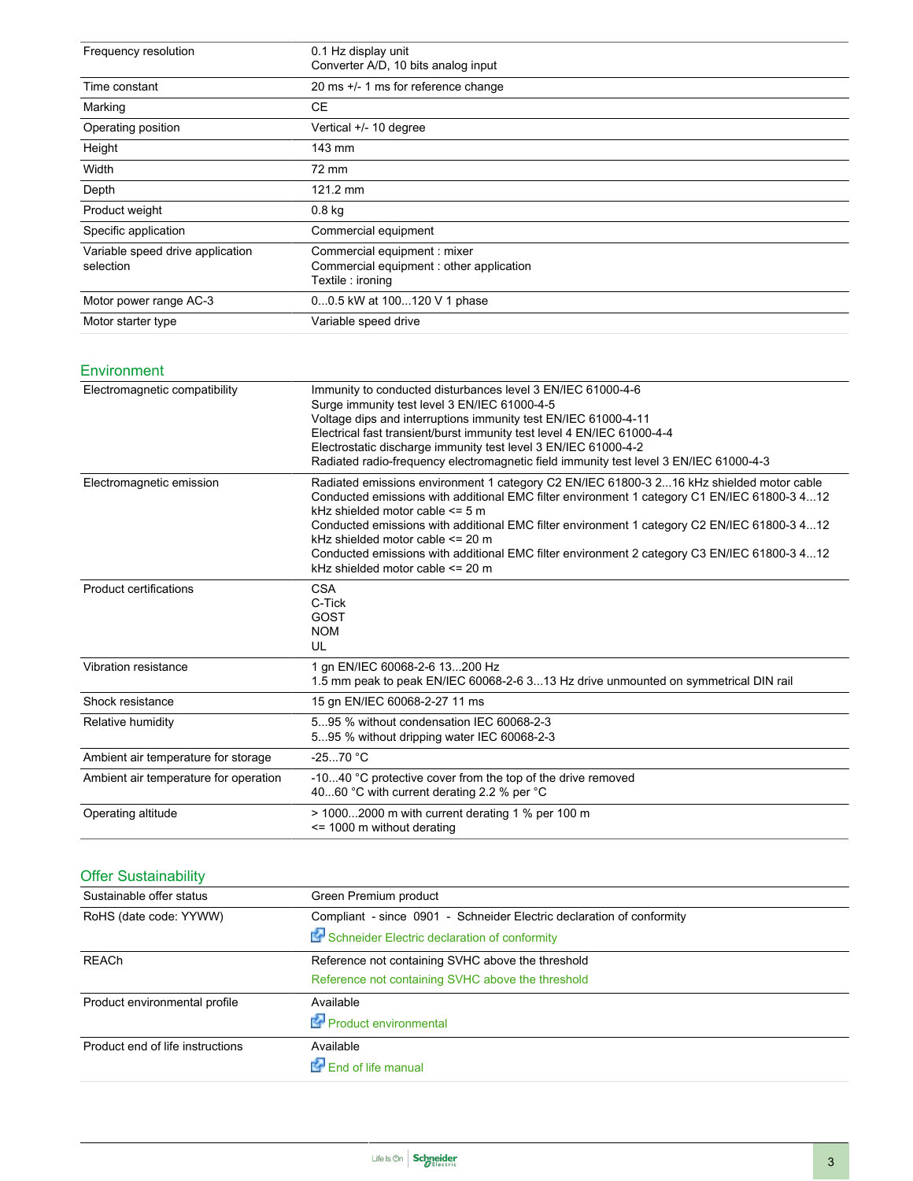| | |
|---|---|
| Frequency resolution | 0.1 Hz display unit<br>Converter A/D, 10 bits analog input |
| Time constant | 20 ms +/- 1 ms for reference change |
| Marking | CE |
| Operating position | Vertical +/- 10 degree |
| Height | 143 mm |
| Width | 72 mm |
| Depth | 121.2 mm |
| Product weight | 0.8 kg |
| Specific application | Commercial equipment |
| Variable speed drive application selection | Commercial equipment : mixer<br>Commercial equipment : other application<br>Textile : ironing |
| Motor power range AC-3 | 0...0.5 kW at 100...120 V 1 phase |
| Motor starter type | Variable speed drive |

## Environment

| | |
|---|---|
| Electromagnetic compatibility | Immunity to conducted disturbances level 3 EN/IEC 61000-4-6<br>Surge immunity test level 3 EN/IEC 61000-4-5<br>Voltage dips and interruptions immunity test EN/IEC 61000-4-11<br>Electrical fast transient/burst immunity test level 4 EN/IEC 61000-4-4<br>Electrostatic discharge immunity test level 3 EN/IEC 61000-4-2<br>Radiated radio-frequency electromagnetic field immunity test level 3 EN/IEC 61000-4-3 |
| Electromagnetic emission | Radiated emissions environment 1 category C2 EN/IEC 61800-3 2...16 kHz shielded motor cable<br>Conducted emissions with additional EMC filter environment 1 category C1 EN/IEC 61800-3 4...12 kHz shielded motor cable <= 5 m<br>Conducted emissions with additional EMC filter environment 1 category C2 EN/IEC 61800-3 4...12 kHz shielded motor cable <= 20 m<br>Conducted emissions with additional EMC filter environment 2 category C3 EN/IEC 61800-3 4...12 kHz shielded motor cable <= 20 m |
| Product certifications | CSA<br>C-Tick<br>GOST<br>NOM<br>UL |
| Vibration resistance | 1 gn EN/IEC 60068-2-6 13...200 Hz<br>1.5 mm peak to peak EN/IEC 60068-2-6 3...13 Hz drive unmounted on symmetrical DIN rail |
| Shock resistance | 15 gn EN/IEC 60068-2-27 11 ms |
| Relative humidity | 5...95 % without condensation IEC 60068-2-3<br>5...95 % without dripping water IEC 60068-2-3 |
| Ambient air temperature for storage | -25...70 °C |
| Ambient air temperature for operation | -10...40 °C protective cover from the top of the drive removed<br>40...60 °C with current derating 2.2 % per °C |
| Operating altitude | > 1000...2000 m with current derating 1 % per 100 m<br><= 1000 m without derating |

## Offer Sustainability

| | |
|---|---|
| Sustainable offer status | Green Premium product |
| RoHS (date code: YYWW) | Compliant - since 0901 - Schneider Electric declaration of conformity<br>Schneider Electric declaration of conformity |
| REACh | Reference not containing SVHC above the threshold<br>Reference not containing SVHC above the threshold |
| Product environmental profile | Available<br>Product environmental |
| Product end of life instructions | Available<br>End of life manual |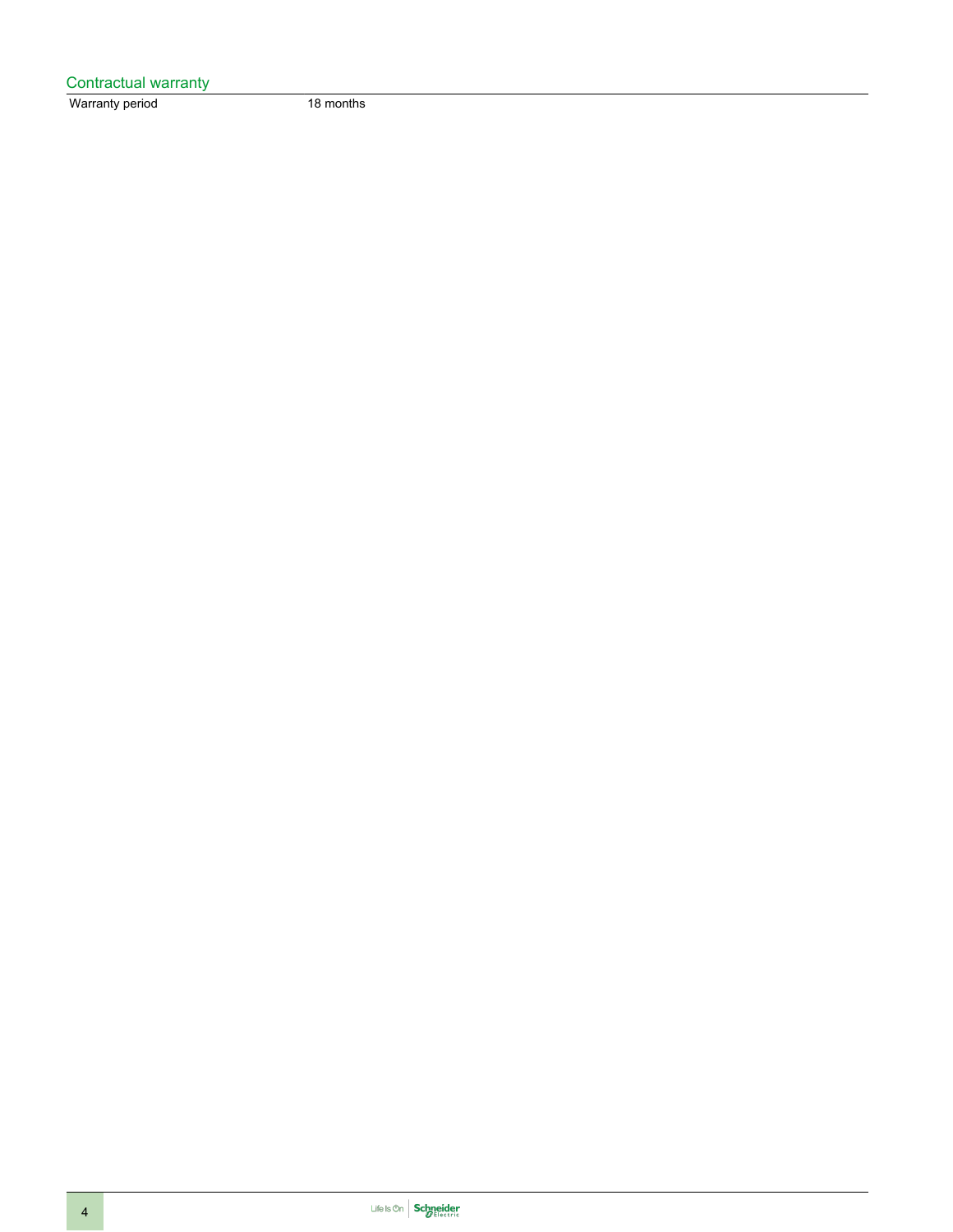## Contractual warranty

| | |
|---|---|
| Warranty period | 18 months |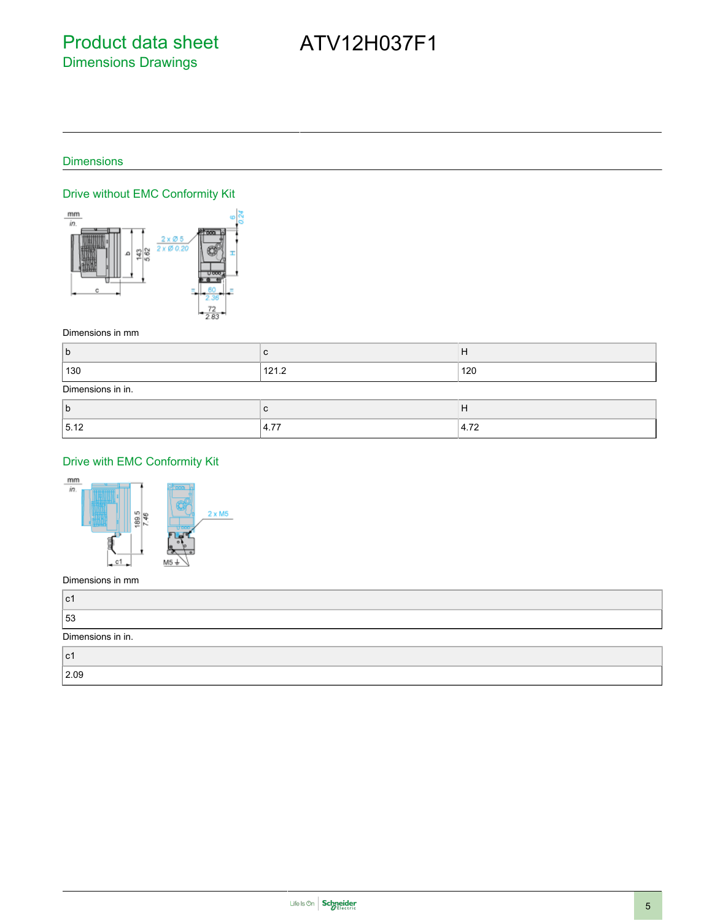# Product data sheet

## Dimensions Drawings

# ATV12H037F1

## Dimensions

### Drive without EMC Conformity Kit

Dimensions in mm

| b | c | H |
| --- | --- | --- |
| 130 | 121.2 | 120 |

Dimensions in in.

| b | c | H |
| --- | --- | --- |
| 5.12 | 4.77 | 4.72 |

### Drive with EMC Conformity Kit

Dimensions in mm

| c1 |
| --- |
| 53 |

Dimensions in in.

| c1 |
| --- |
| 2.09 |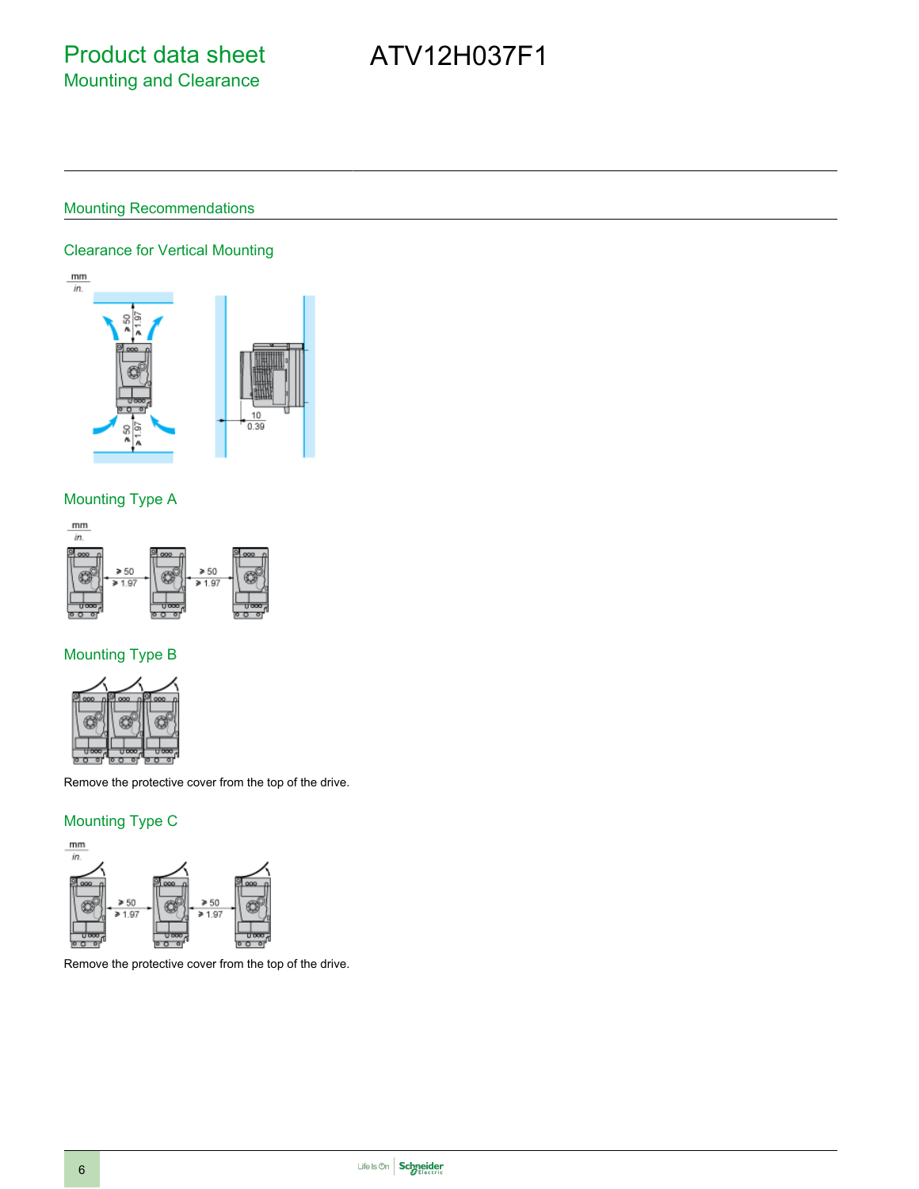# Product data sheet
## Mounting and Clearance

# ATV12H037F1

## Mounting Recommendations

### Clearance for Vertical Mounting

### Mounting Type A

### Mounting Type B

Remove the protective cover from the top of the drive.

### Mounting Type C

Remove the protective cover from the top of the drive.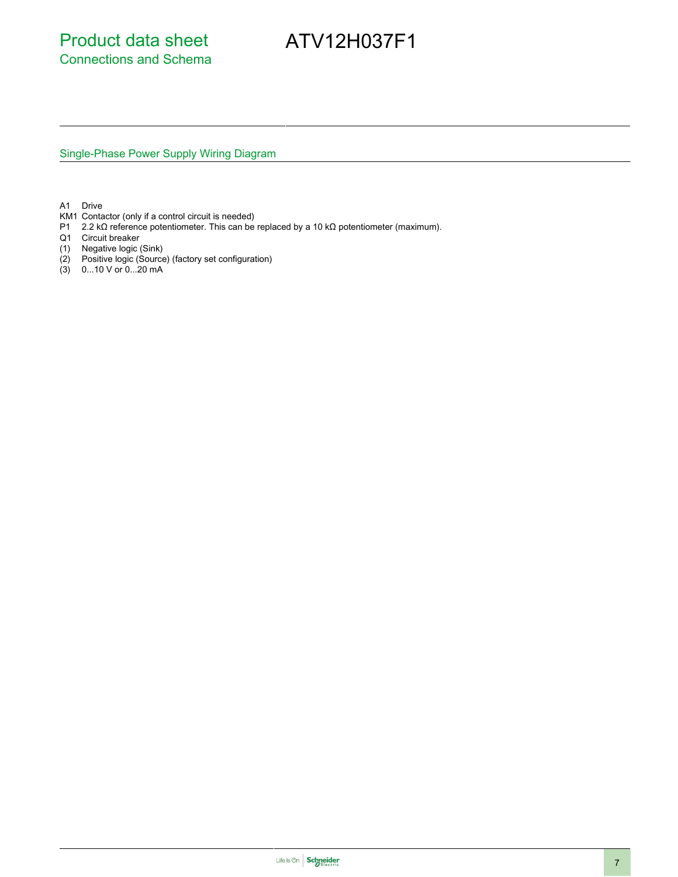# Product data sheet

## Connections and Schema

# ATV12H037F1

### Single-Phase Power Supply Wiring Diagram

A1 Drive
KM1 Contactor (only if a control circuit is needed)
P1 2.2 kΩ reference potentiometer. This can be replaced by a 10 kΩ potentiometer (maximum).
Q1 Circuit breaker
(1) Negative logic (Sink)
(2) Positive logic (Source) (factory set configuration)
(3) 0...10 V or 0...20 mA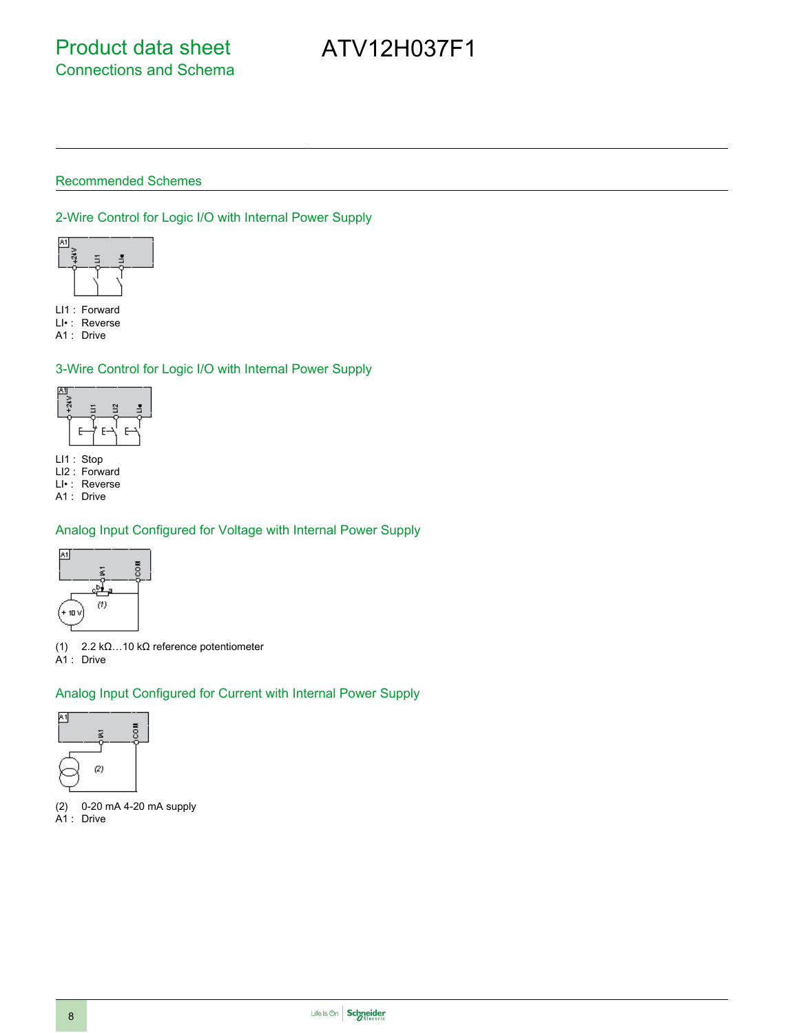# Product data sheet

## Connections and Schema

# ATV12H037F1

## Recommended Schemes

### 2-Wire Control for Logic I/O with Internal Power Supply

LI1 : Forward
LI• : Reverse
A1 : Drive

### 3-Wire Control for Logic I/O with Internal Power Supply

LI1 : Stop
LI2 : Forward
LI• : Reverse
A1 : Drive

### Analog Input Configured for Voltage with Internal Power Supply

(1) 2.2 kΩ…10 kΩ reference potentiometer
A1 : Drive

### Analog Input Configured for Current with Internal Power Supply

(2) 0-20 mA 4-20 mA supply
A1 : Drive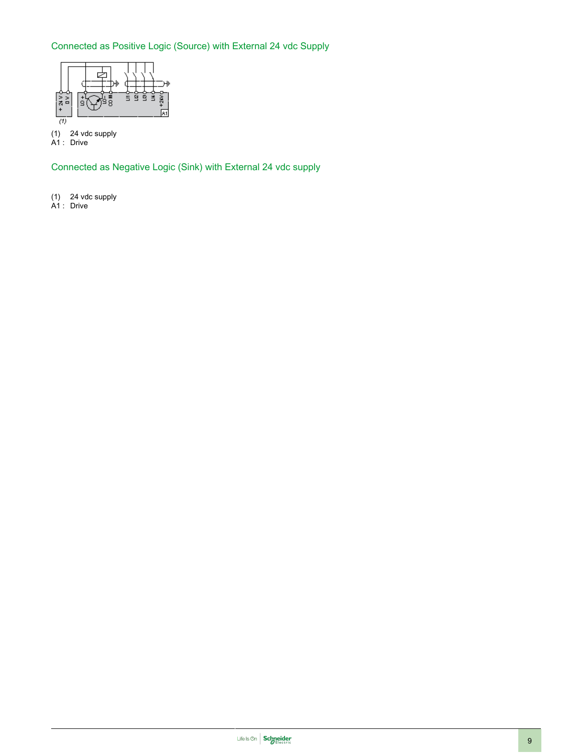## Connected as Positive Logic (Source) with External 24 vdc Supply

(1) 24 vdc supply
A1 : Drive

## Connected as Negative Logic (Sink) with External 24 vdc supply

(1) 24 vdc supply
A1 : Drive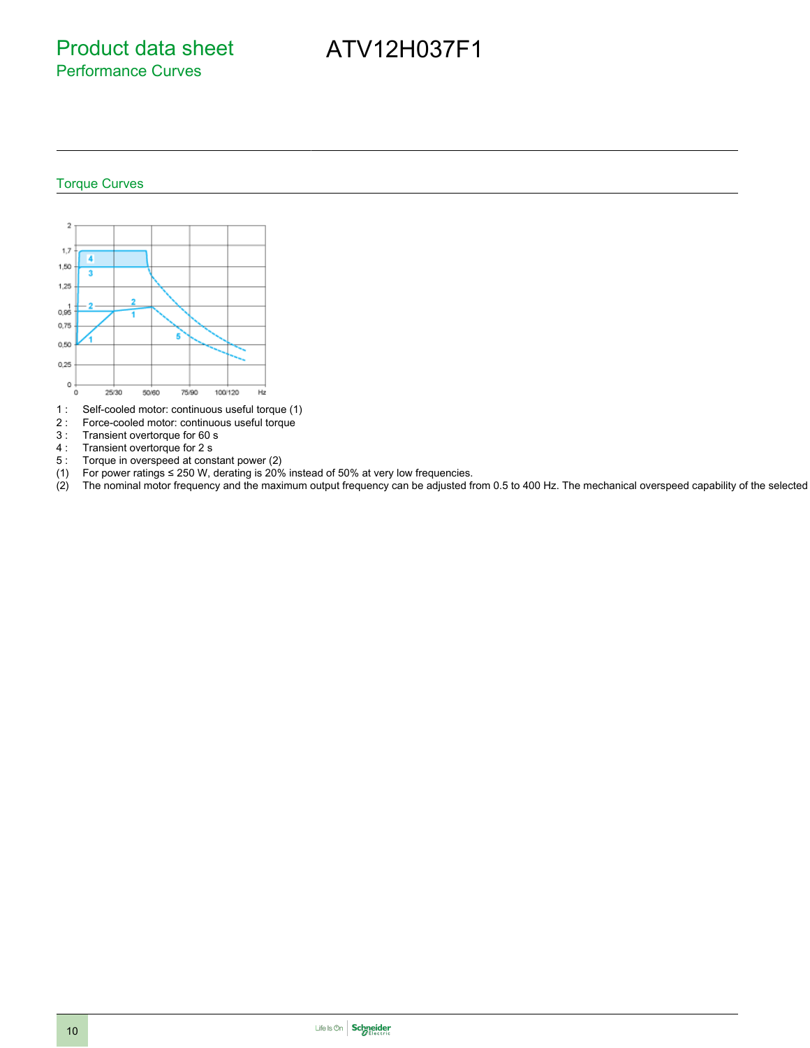# Product data sheet
## Performance Curves

ATV12H037F1

### Torque Curves

2
1,7
1,50
1,25
1
0,95
0,75
0,50
0,25
0
0
25/30
50/60
75/90
100/120
Hz
1
2
3
4
5

1 : Self-cooled motor: continuous useful torque (1)
2 : Force-cooled motor: continuous useful torque
3 : Transient overtorque for 60 s
4 : Transient overtorque for 2 s
5 : Torque in overspeed at constant power (2)
(1) For power ratings ≤ 250 W, derating is 20% instead of 50% at very low frequencies.
(2) The nominal motor frequency and the maximum output frequency can be adjusted from 0.5 to 400 Hz. The mechanical overspeed capability of the selected